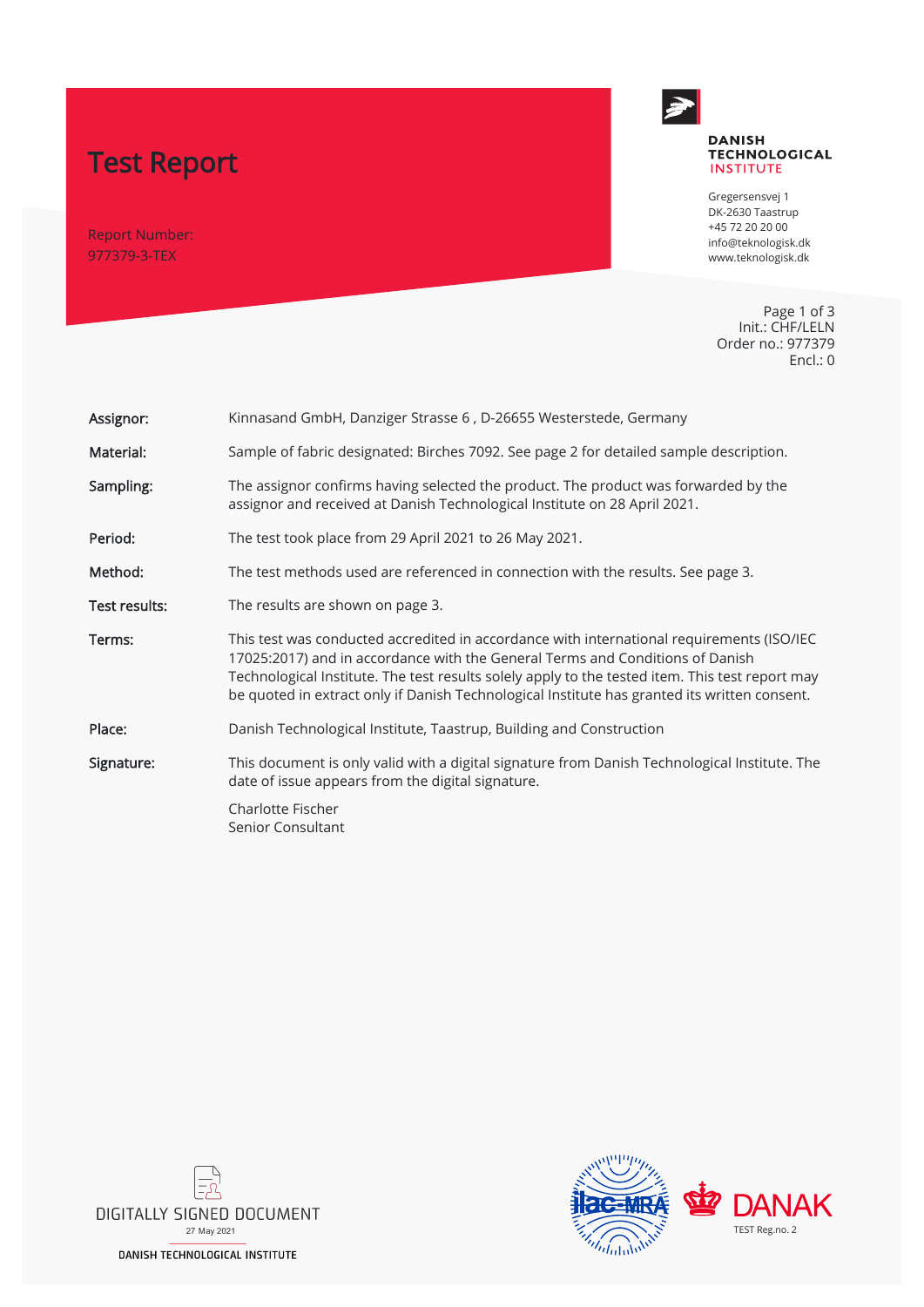# Test Report

Report Number:
977379-3-TEX

**DANISH TECHNOLOGICAL INSTITUTE**

Gregersensvej 1
DK-2630 Taastrup
+45 72 20 20 00
info@teknologisk.dk
www.teknologisk.dk

Init.: CHF/LELN
Order no.: 977379
Encl.: 0

| | |
|---|---|
| **Assignor:** | Kinnasand GmbH, Danziger Strasse 6 , D-26655 Westerstede, Germany |
| **Material:** | Sample of fabric designated: Birches 7092. See page 2 for detailed sample description. |
| **Sampling:** | The assignor confirms having selected the product. The product was forwarded by the assignor and received at Danish Technological Institute on 28 April 2021. |
| **Period:** | The test took place from 29 April 2021 to 26 May 2021. |
| **Method:** | The test methods used are referenced in connection with the results. See page 3. |
| **Test results:** | The results are shown on page 3. |
| **Terms:** | This test was conducted accredited in accordance with international requirements (ISO/IEC 17025:2017) and in accordance with the General Terms and Conditions of Danish Technological Institute. The test results solely apply to the tested item. This test report may be quoted in extract only if Danish Technological Institute has granted its written consent. |
| **Place:** | Danish Technological Institute, Taastrup, Building and Construction |
| **Signature:** | This document is only valid with a digital signature from Danish Technological Institute. The date of issue appears from the digital signature.<br><br>Charlotte Fischer<br>Senior Consultant |

DIGITALLY SIGNED DOCUMENT
27 May 2021
DANISH TECHNOLOGICAL INSTITUTE

ilac-MRA

DANAK
TEST Reg.no. 2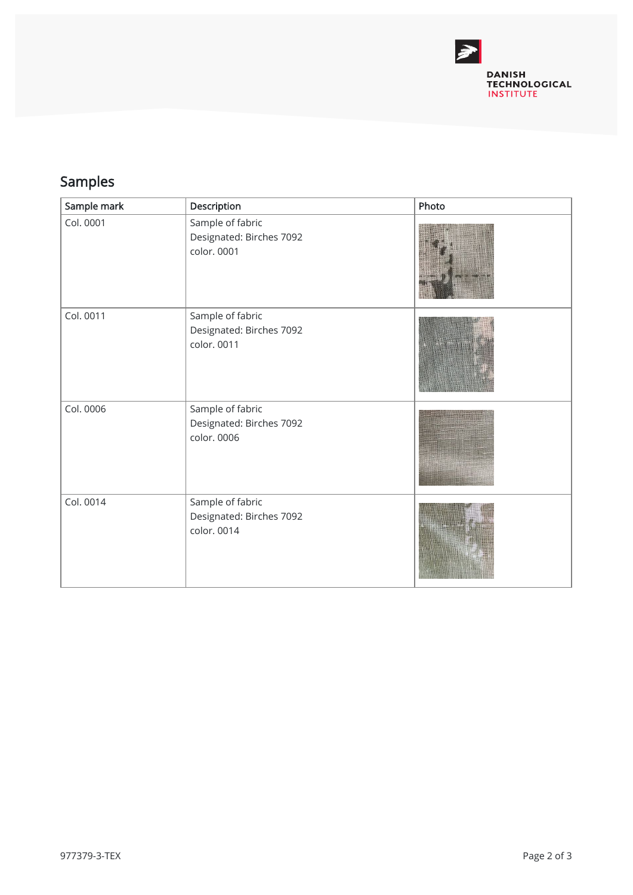## Samples

| Sample mark | Description | Photo |
|---|---|---|
| Col. 0001 | Sample of fabric<br>Designated: Birches 7092<br>color. 0001 | |
| Col. 0011 | Sample of fabric<br>Designated: Birches 7092<br>color. 0011 | |
| Col. 0006 | Sample of fabric<br>Designated: Birches 7092<br>color. 0006 | |
| Col. 0014 | Sample of fabric<br>Designated: Birches 7092<br>color. 0014 | |

977379-3-TEX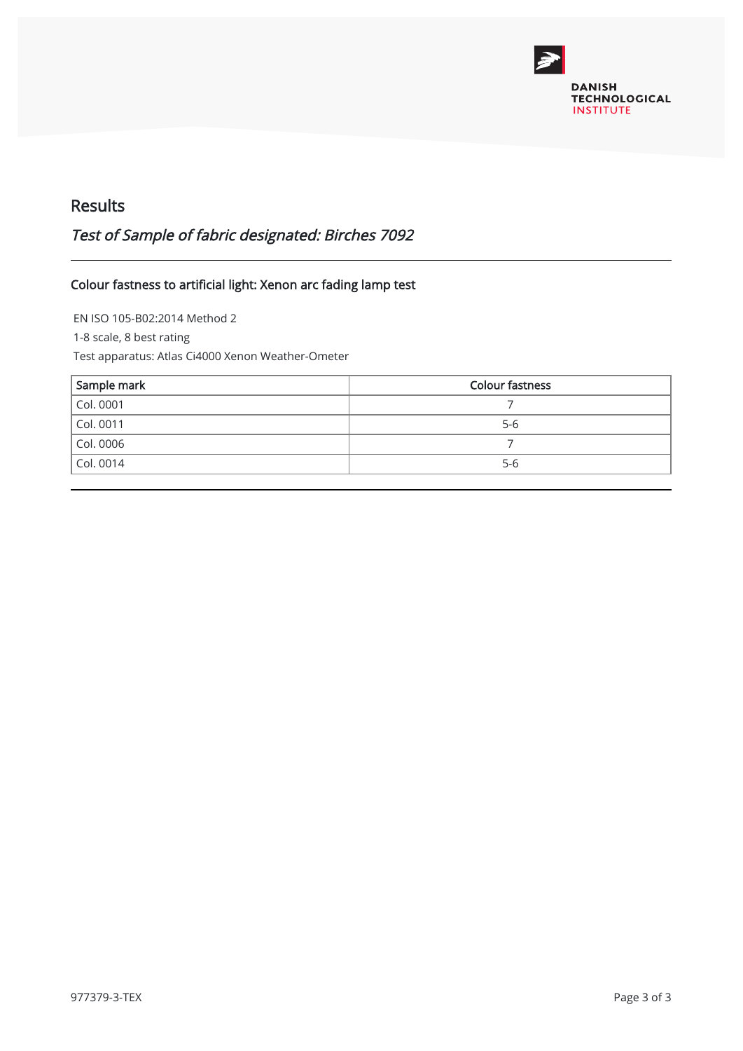## Results

### *Test of Sample of fabric designated: Birches 7092*

#### Colour fastness to artificial light: Xenon arc fading lamp test

EN ISO 105-B02:2014 Method 2

1-8 scale, 8 best rating

Test apparatus: Atlas Ci4000 Xenon Weather-Ometer

| Sample mark | Colour fastness |
|---|---|
| Col. 0001 | 7 |
| Col. 0011 | 5-6 |
| Col. 0006 | 7 |
| Col. 0014 | 5-6 |

977379-3-TEX